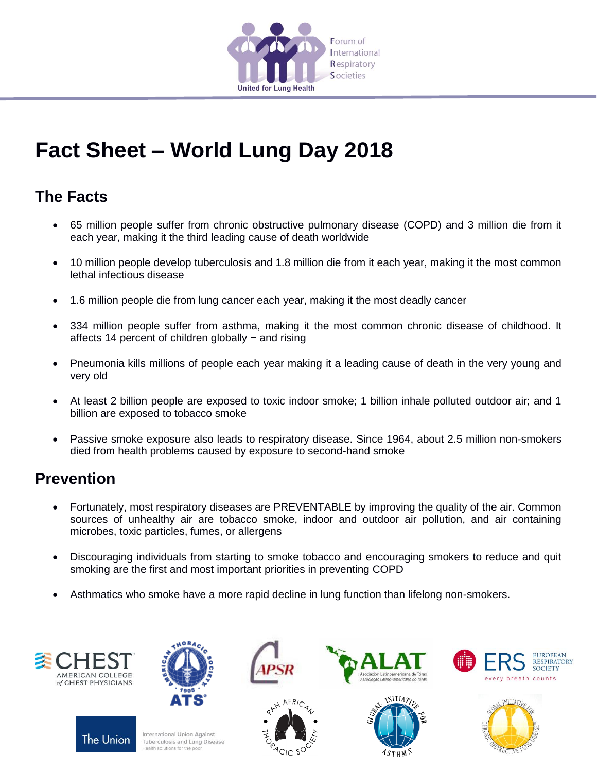Forum of International Respiratory Societies

United for Lung Health

# Fact Sheet – World Lung Day 2018

## The Facts

- 65 million people suffer from chronic obstructive pulmonary disease (COPD) and 3 million die from it each year, making it the third leading cause of death worldwide
- 10 million people develop tuberculosis and 1.8 million die from it each year, making it the most common lethal infectious disease
- 1.6 million people die from lung cancer each year, making it the most deadly cancer
- 334 million people suffer from asthma, making it the most common chronic disease of childhood. It affects 14 percent of children globally − and rising
- Pneumonia kills millions of people each year making it a leading cause of death in the very young and very old
- At least 2 billion people are exposed to toxic indoor smoke; 1 billion inhale polluted outdoor air; and 1 billion are exposed to tobacco smoke
- Passive smoke exposure also leads to respiratory disease. Since 1964, about 2.5 million non-smokers died from health problems caused by exposure to second-hand smoke

## Prevention

- Fortunately, most respiratory diseases are PREVENTABLE by improving the quality of the air. Common sources of unhealthy air are tobacco smoke, indoor and outdoor air pollution, and air containing microbes, toxic particles, fumes, or allergens
- Discouraging individuals from starting to smoke tobacco and encouraging smokers to reduce and quit smoking are the first and most important priorities in preventing COPD
- Asthmatics who smoke have a more rapid decline in lung function than lifelong non-smokers.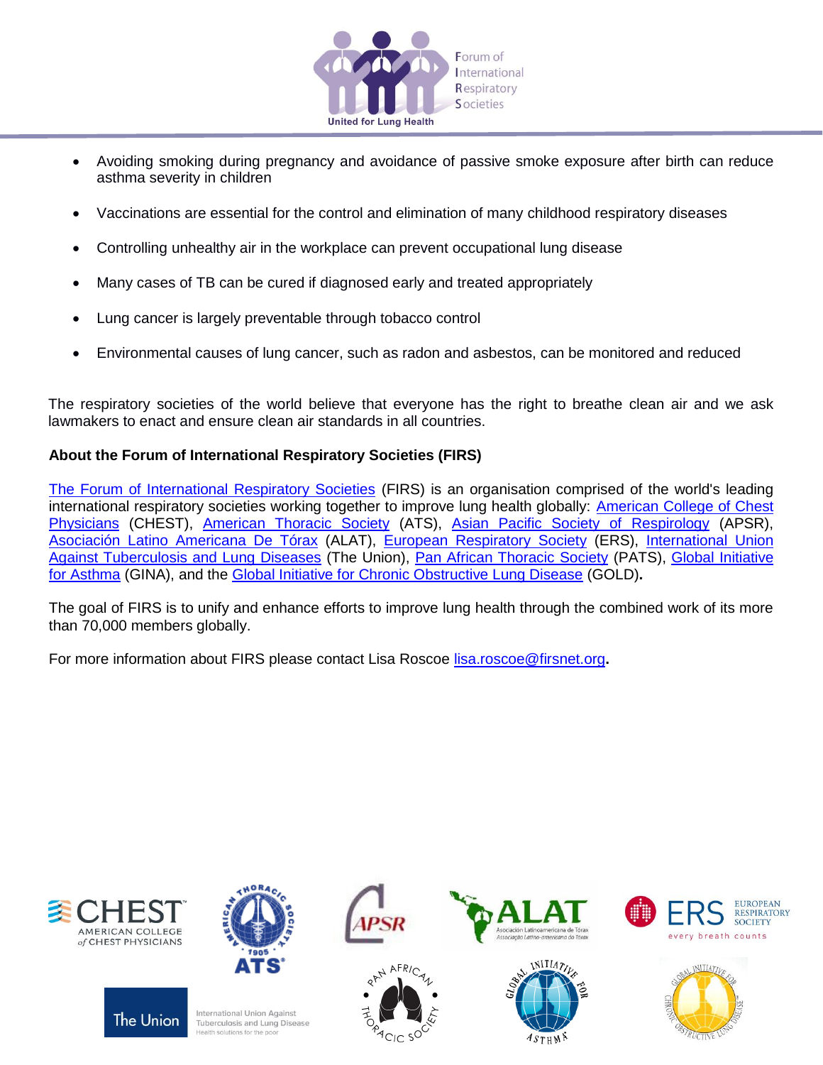- Avoiding smoking during pregnancy and avoidance of passive smoke exposure after birth can reduce asthma severity in children
- Vaccinations are essential for the control and elimination of many childhood respiratory diseases
- Controlling unhealthy air in the workplace can prevent occupational lung disease
- Many cases of TB can be cured if diagnosed early and treated appropriately
- Lung cancer is largely preventable through tobacco control
- Environmental causes of lung cancer, such as radon and asbestos, can be monitored and reduced

The respiratory societies of the world believe that everyone has the right to breathe clean air and we ask lawmakers to enact and ensure clean air standards in all countries.

**About the Forum of International Respiratory Societies (FIRS)**

The Forum of International Respiratory Societies (FIRS) is an organisation comprised of the world's leading international respiratory societies working together to improve lung health globally: American College of Chest Physicians (CHEST), American Thoracic Society (ATS), Asian Pacific Society of Respirology (APSR), Asociación Latino Americana De Tórax (ALAT), European Respiratory Society (ERS), International Union Against Tuberculosis and Lung Diseases (The Union), Pan African Thoracic Society (PATS), Global Initiative for Asthma (GINA), and the Global Initiative for Chronic Obstructive Lung Disease (GOLD)**.**

The goal of FIRS is to unify and enhance efforts to improve lung health through the combined work of its more than 70,000 members globally.

For more information about FIRS please contact Lisa Roscoe lisa.roscoe@firsnet.org**.**